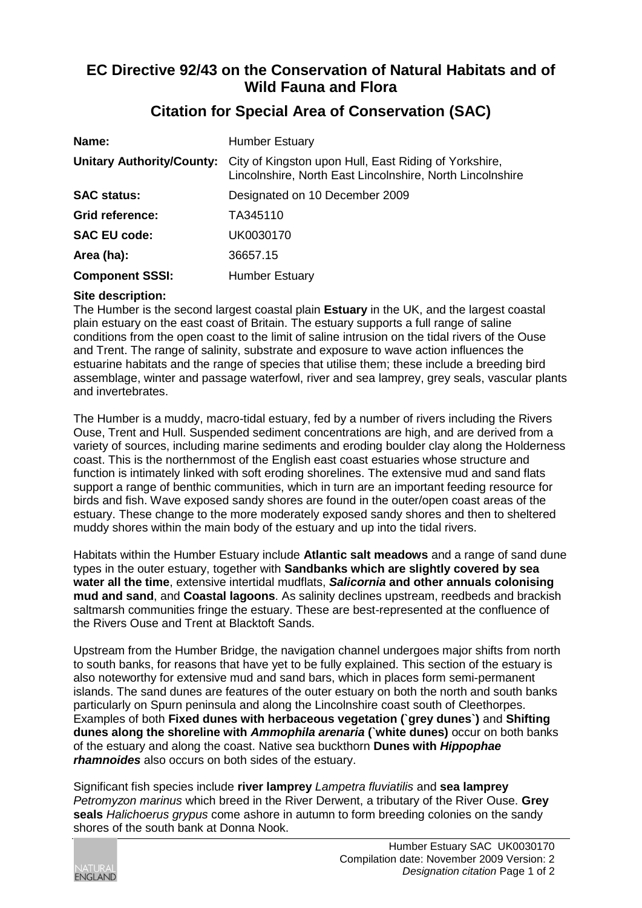# EC Directive 92/43 on the Conservation of Natural Habitats and of Wild Fauna and Flora

## Citation for Special Area of Conservation (SAC)

| | |
|---|---|
| **Name:** | Humber Estuary |
| **Unitary Authority/County:** | City of Kingston upon Hull, East Riding of Yorkshire, Lincolnshire, North East Lincolnshire, North Lincolnshire |
| **SAC status:** | Designated on 10 December 2009 |
| **Grid reference:** | TA345110 |
| **SAC EU code:** | UK0030170 |
| **Area (ha):** | 36657.15 |
| **Component SSSI:** | Humber Estuary |

**Site description:**

The Humber is the second largest coastal plain **Estuary** in the UK, and the largest coastal plain estuary on the east coast of Britain. The estuary supports a full range of saline conditions from the open coast to the limit of saline intrusion on the tidal rivers of the Ouse and Trent. The range of salinity, substrate and exposure to wave action influences the estuarine habitats and the range of species that utilise them; these include a breeding bird assemblage, winter and passage waterfowl, river and sea lamprey, grey seals, vascular plants and invertebrates.

The Humber is a muddy, macro-tidal estuary, fed by a number of rivers including the Rivers Ouse, Trent and Hull. Suspended sediment concentrations are high, and are derived from a variety of sources, including marine sediments and eroding boulder clay along the Holderness coast. This is the northernmost of the English east coast estuaries whose structure and function is intimately linked with soft eroding shorelines. The extensive mud and sand flats support a range of benthic communities, which in turn are an important feeding resource for birds and fish. Wave exposed sandy shores are found in the outer/open coast areas of the estuary. These change to the more moderately exposed sandy shores and then to sheltered muddy shores within the main body of the estuary and up into the tidal rivers.

Habitats within the Humber Estuary include **Atlantic salt meadows** and a range of sand dune types in the outer estuary, together with **Sandbanks which are slightly covered by sea water all the time**, extensive intertidal mudflats, ***Salicornia* and other annuals colonising mud and sand**, and **Coastal lagoons**. As salinity declines upstream, reedbeds and brackish saltmarsh communities fringe the estuary. These are best-represented at the confluence of the Rivers Ouse and Trent at Blacktoft Sands.

Upstream from the Humber Bridge, the navigation channel undergoes major shifts from north to south banks, for reasons that have yet to be fully explained. This section of the estuary is also noteworthy for extensive mud and sand bars, which in places form semi-permanent islands. The sand dunes are features of the outer estuary on both the north and south banks particularly on Spurn peninsula and along the Lincolnshire coast south of Cleethorpes. Examples of both **Fixed dunes with herbaceous vegetation (`grey dunes`)** and **Shifting dunes along the shoreline with *Ammophila arenaria* (`white dunes)** occur on both banks of the estuary and along the coast. Native sea buckthorn **Dunes with *Hippophae rhamnoides*** also occurs on both sides of the estuary.

Significant fish species include **river lamprey** *Lampetra fluviatilis* and **sea lamprey** *Petromyzon marinus* which breed in the River Derwent, a tributary of the River Ouse. **Grey seals** *Halichoerus grypus* come ashore in autumn to form breeding colonies on the sandy shores of the south bank at Donna Nook.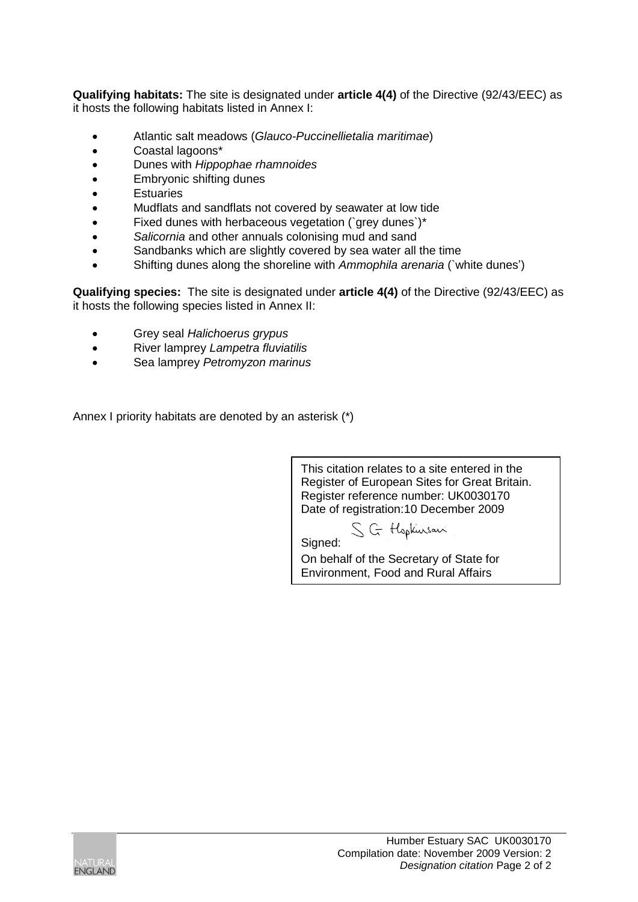**Qualifying habitats:** The site is designated under **article 4(4)** of the Directive (92/43/EEC) as it hosts the following habitats listed in Annex I:

- Atlantic salt meadows (*Glauco-Puccinellietalia maritimae*)
- Coastal lagoons*
- Dunes with *Hippophae rhamnoides*
- Embryonic shifting dunes
- Estuaries
- Mudflats and sandflats not covered by seawater at low tide
- Fixed dunes with herbaceous vegetation (`grey dunes`)*
- *Salicornia* and other annuals colonising mud and sand
- Sandbanks which are slightly covered by sea water all the time
- Shifting dunes along the shoreline with *Ammophila arenaria* (`white dunes')

**Qualifying species:** The site is designated under **article 4(4)** of the Directive (92/43/EEC) as it hosts the following species listed in Annex II:

- Grey seal *Halichoerus grypus*
- River lamprey *Lampetra fluviatilis*
- Sea lamprey *Petromyzon marinus*

Annex I priority habitats are denoted by an asterisk (*)

This citation relates to a site entered in the Register of European Sites for Great Britain.
Register reference number: UK0030170
Date of registration:10 December 2009

Signed: S G Hopkinson

On behalf of the Secretary of State for Environment, Food and Rural Affairs

Humber Estuary SAC UK0030170
Compilation date: November 2009 Version: 2
*Designation citation*